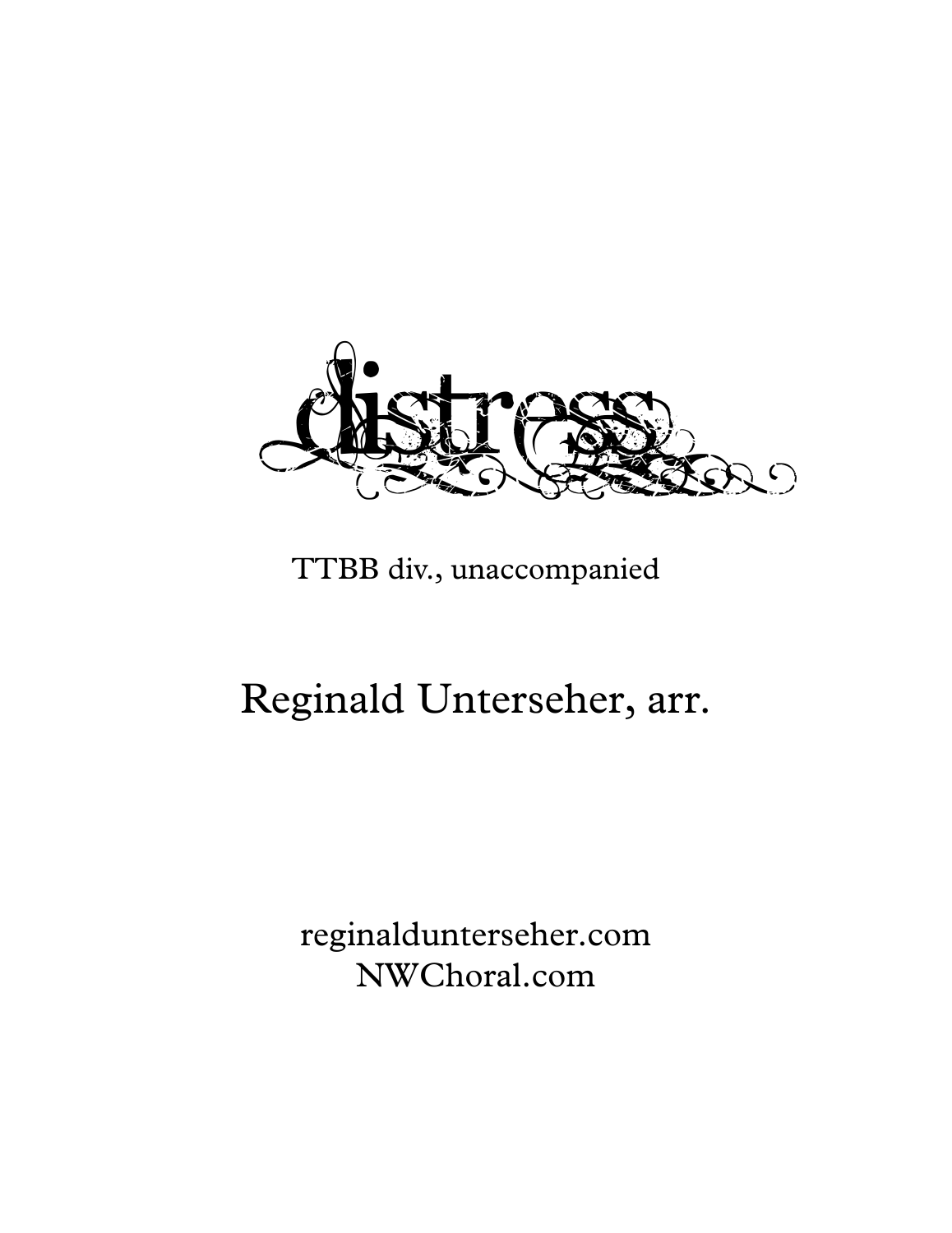# distress

TTBB div., unaccompanied

## Reginald Unterseher, arr.

reginaldunterseher.com
NWChoral.com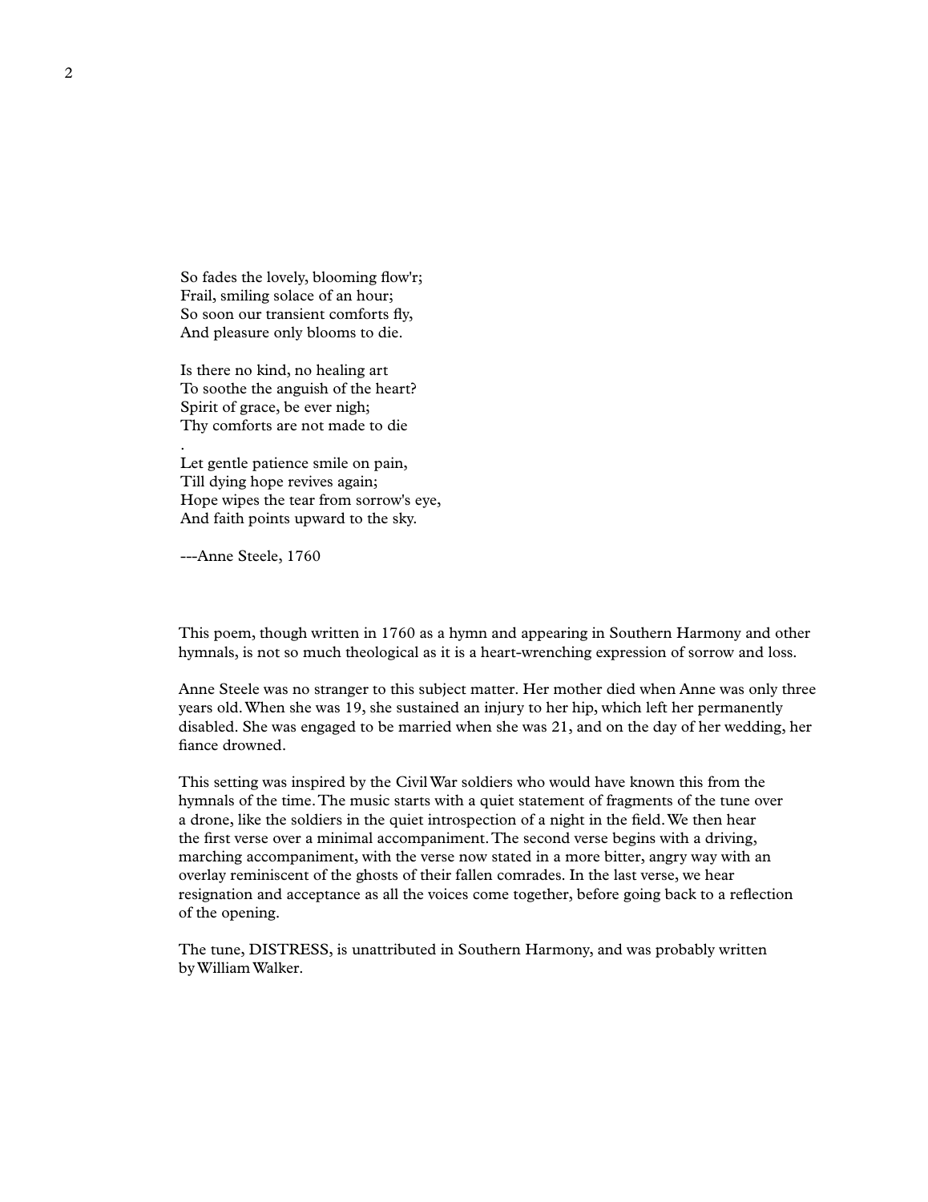So fades the lovely, blooming flow'r;  
Frail, smiling solace of an hour;  
So soon our transient comforts fly,  
And pleasure only blooms to die.

Is there no kind, no healing art  
To soothe the anguish of the heart?  
Spirit of grace, be ever nigh;  
Thy comforts are not made to die  
.

Let gentle patience smile on pain,  
Till dying hope revives again;  
Hope wipes the tear from sorrow's eye,  
And faith points upward to the sky.

---Anne Steele, 1760

This poem, though written in 1760 as a hymn and appearing in Southern Harmony and other hymnals, is not so much theological as it is a heart-wrenching expression of sorrow and loss.

Anne Steele was no stranger to this subject matter. Her mother died when Anne was only three years old. When she was 19, she sustained an injury to her hip, which left her permanently disabled. She was engaged to be married when she was 21, and on the day of her wedding, her fiance drowned.

This setting was inspired by the Civil War soldiers who would have known this from the hymnals of the time. The music starts with a quiet statement of fragments of the tune over a drone, like the soldiers in the quiet introspection of a night in the field. We then hear the first verse over a minimal accompaniment. The second verse begins with a driving, marching accompaniment, with the verse now stated in a more bitter, angry way with an overlay reminiscent of the ghosts of their fallen comrades. In the last verse, we hear resignation and acceptance as all the voices come together, before going back to a reflection of the opening.

The tune, DISTRESS, is unattributed in Southern Harmony, and was probably written by William Walker.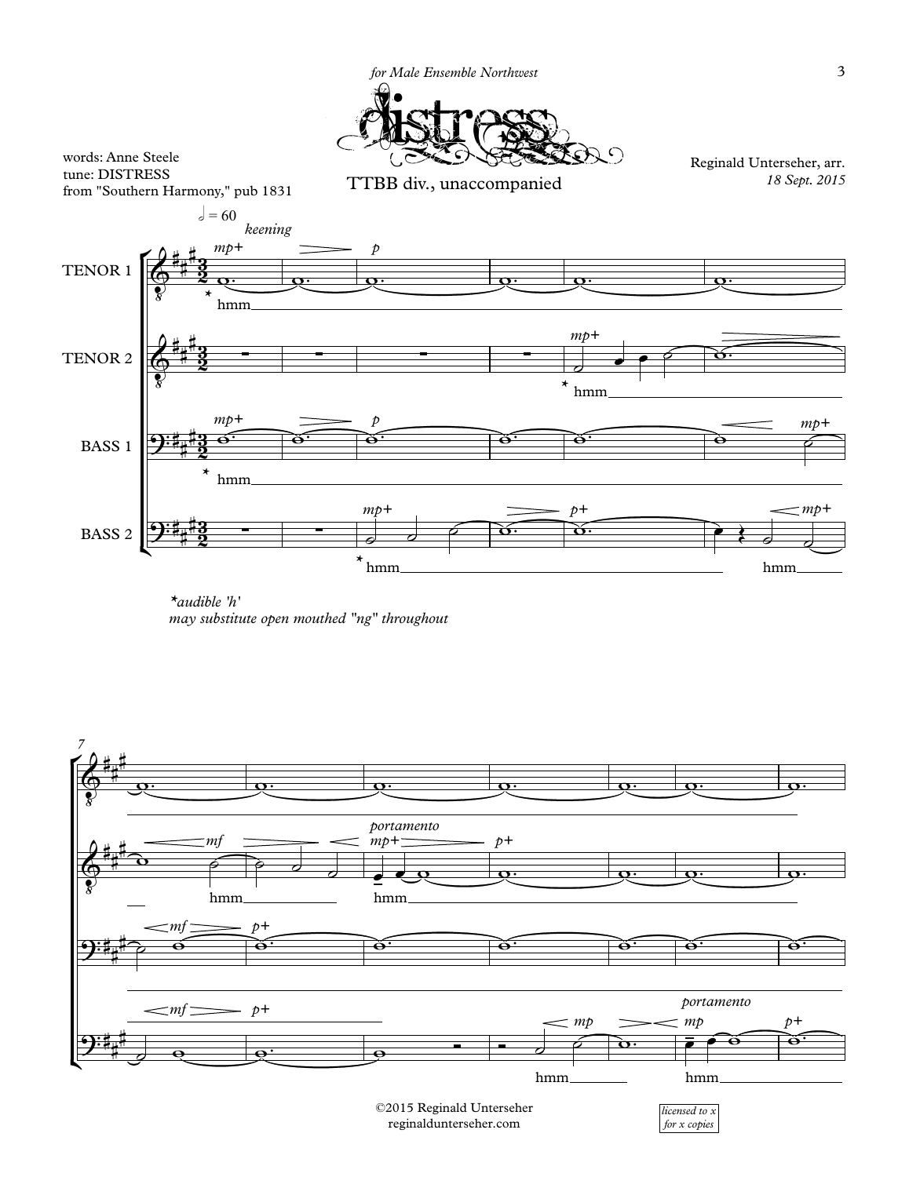*for Male Ensemble Northwest*

# distress

TTBB div., unaccompanied

words: Anne Steele
tune: DISTRESS
from "Southern Harmony," pub 1831

Reginald Unterseher, arr.
*18 Sept. 2015*

*audible 'h'
*may substitute open mouthed "ng" throughout*

©2015 Reginald Unterseher
reginaldunterseher.com

*licensed to x for x copies*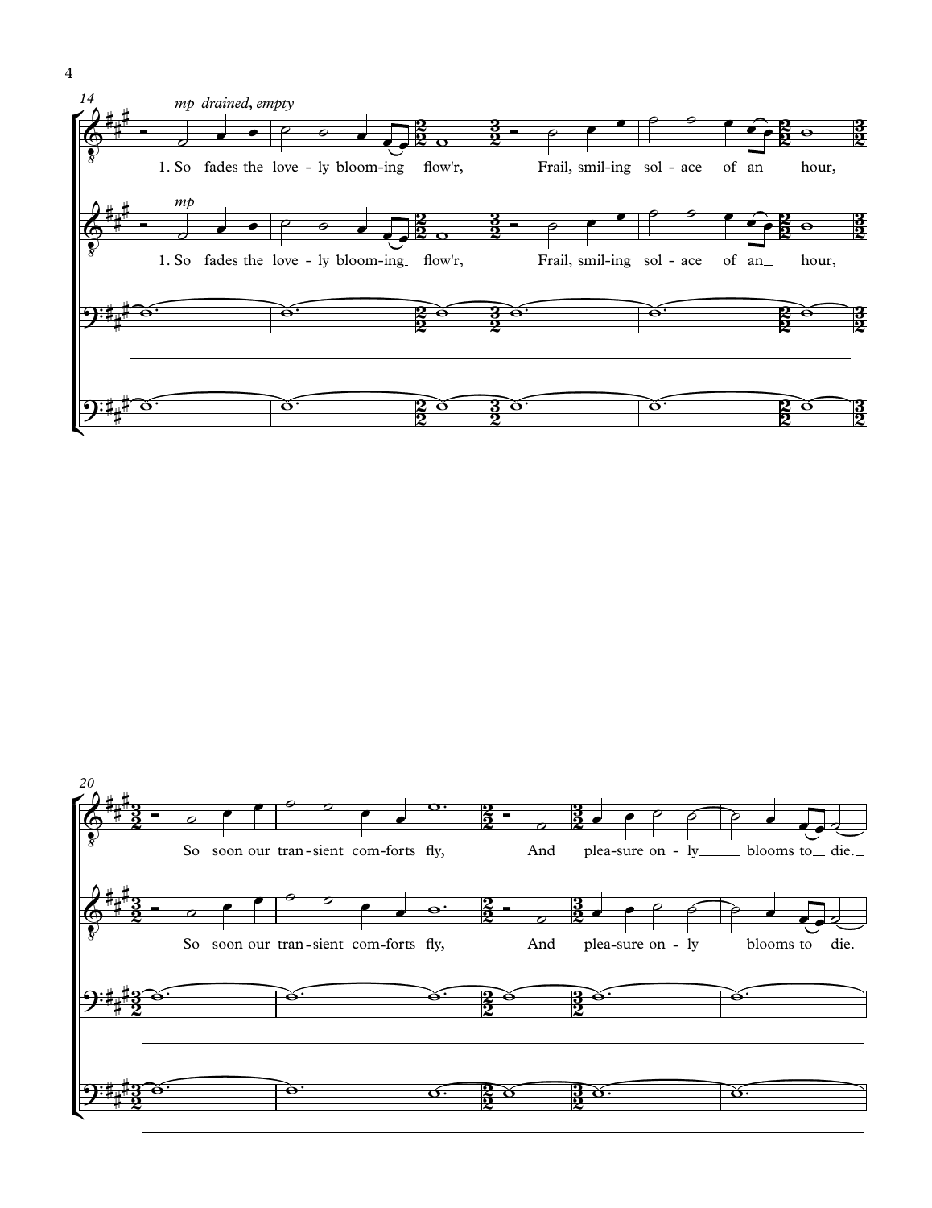14

*mp drained, empty*

1. So fades the love - ly bloom - ing flow'r,
Frail, smil - ing sol - ace of an hour,

20

So soon our tran - sient com - forts fly,
And plea - sure on - ly blooms to die.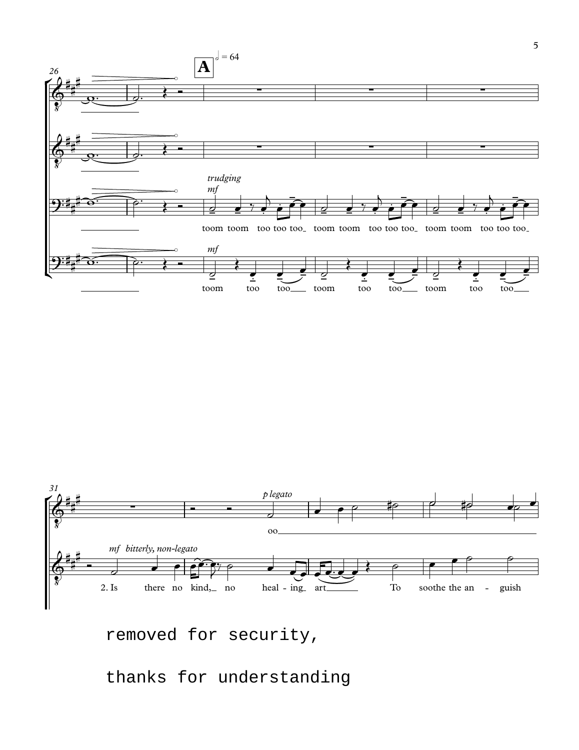removed for security,

thanks for understanding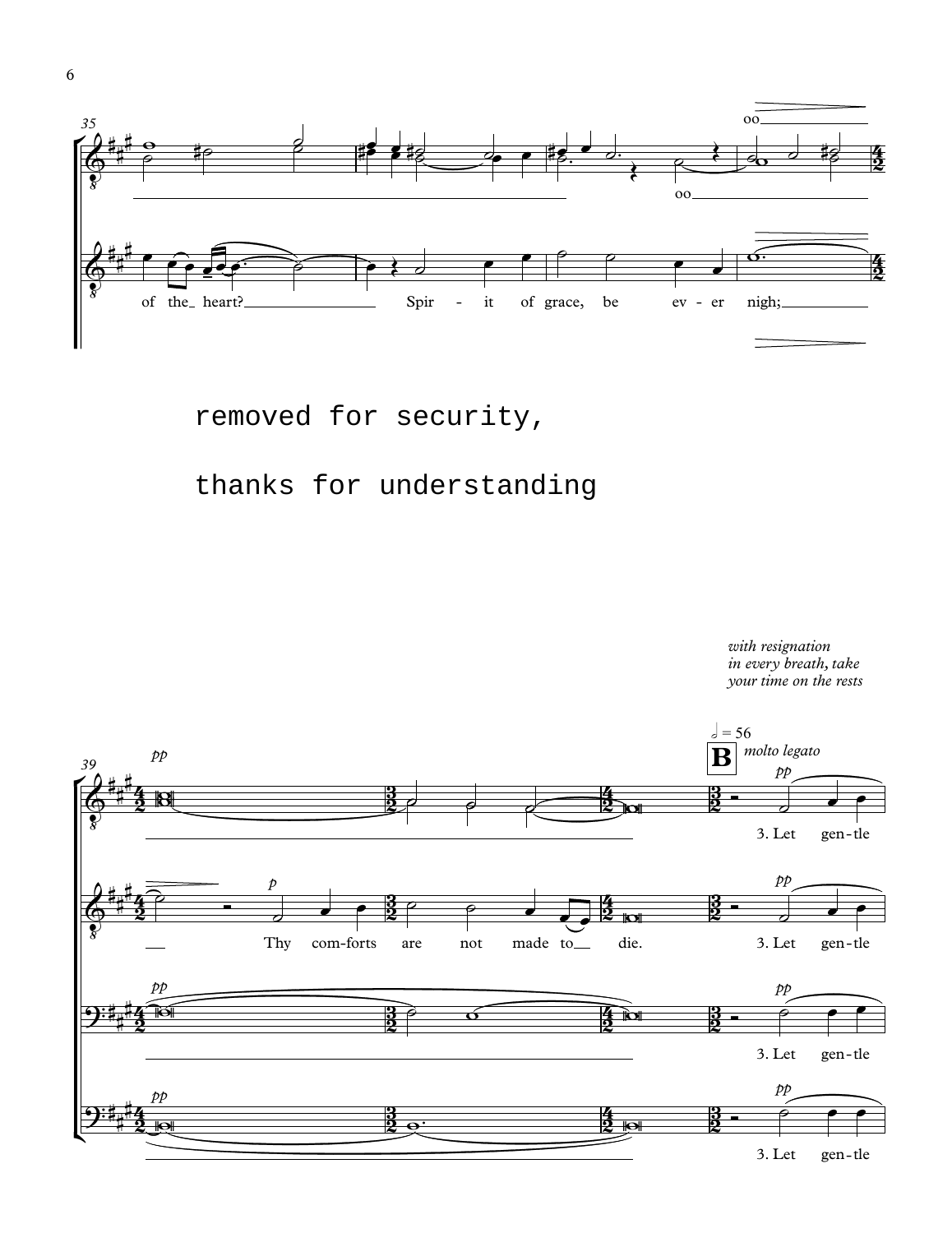removed for security,

thanks for understanding

*with resignation in every breath, take your time on the rests*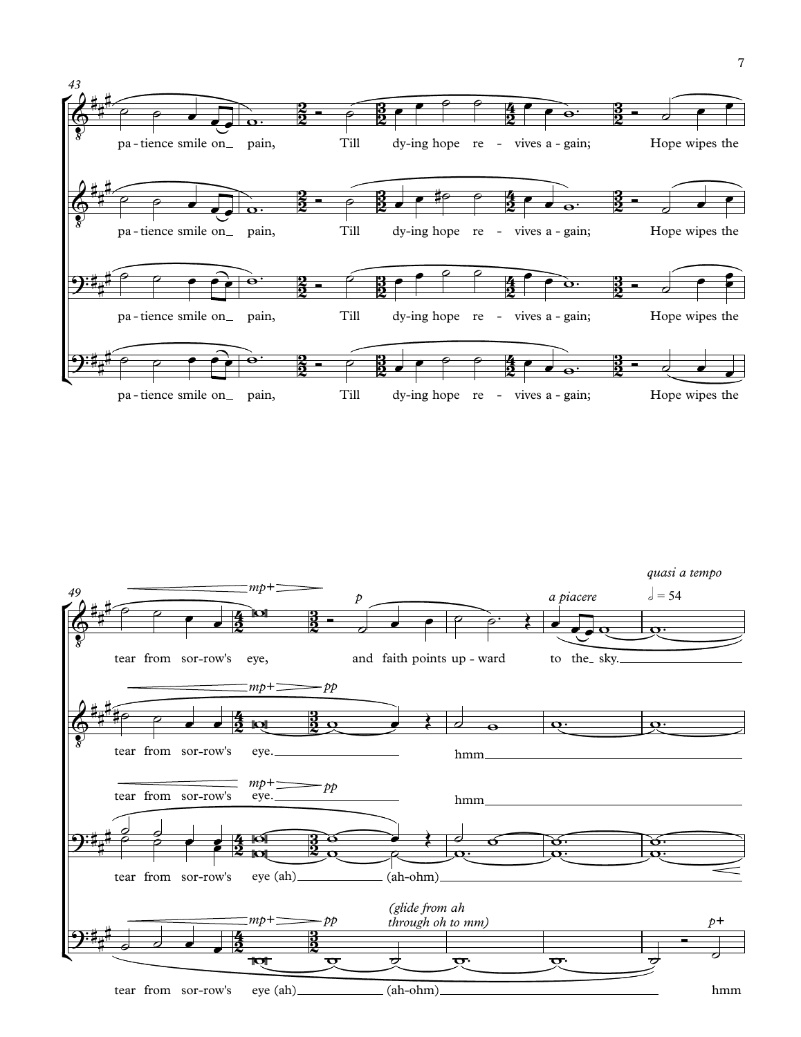43

pa - tience smile on_ pain, Till dy-ing hope re - vives a - gain; Hope wipes the

pa - tience smile on_ pain, Till dy-ing hope re - vives a - gain; Hope wipes the

pa - tience smile on_ pain, Till dy-ing hope re - vives a - gain; Hope wipes the

pa - tience smile on_ pain, Till dy-ing hope re - vives a - gain; Hope wipes the

49

*mp+* *p* *a piacere* *quasi a tempo* 𝅗𝅥 = 54

tear from sor-row's eye, and faith points up - ward to the_ sky.

*mp+* *pp*

tear from sor-row's eye. hmm

*mp+* *pp*

tear from sor-row's eye. hmm

tear from sor-row's eye (ah) (ah-ohm)

*mp+* *pp* *(glide from ah through oh to mm)* *p+*

tear from sor-row's eye (ah) (ah-ohm) hmm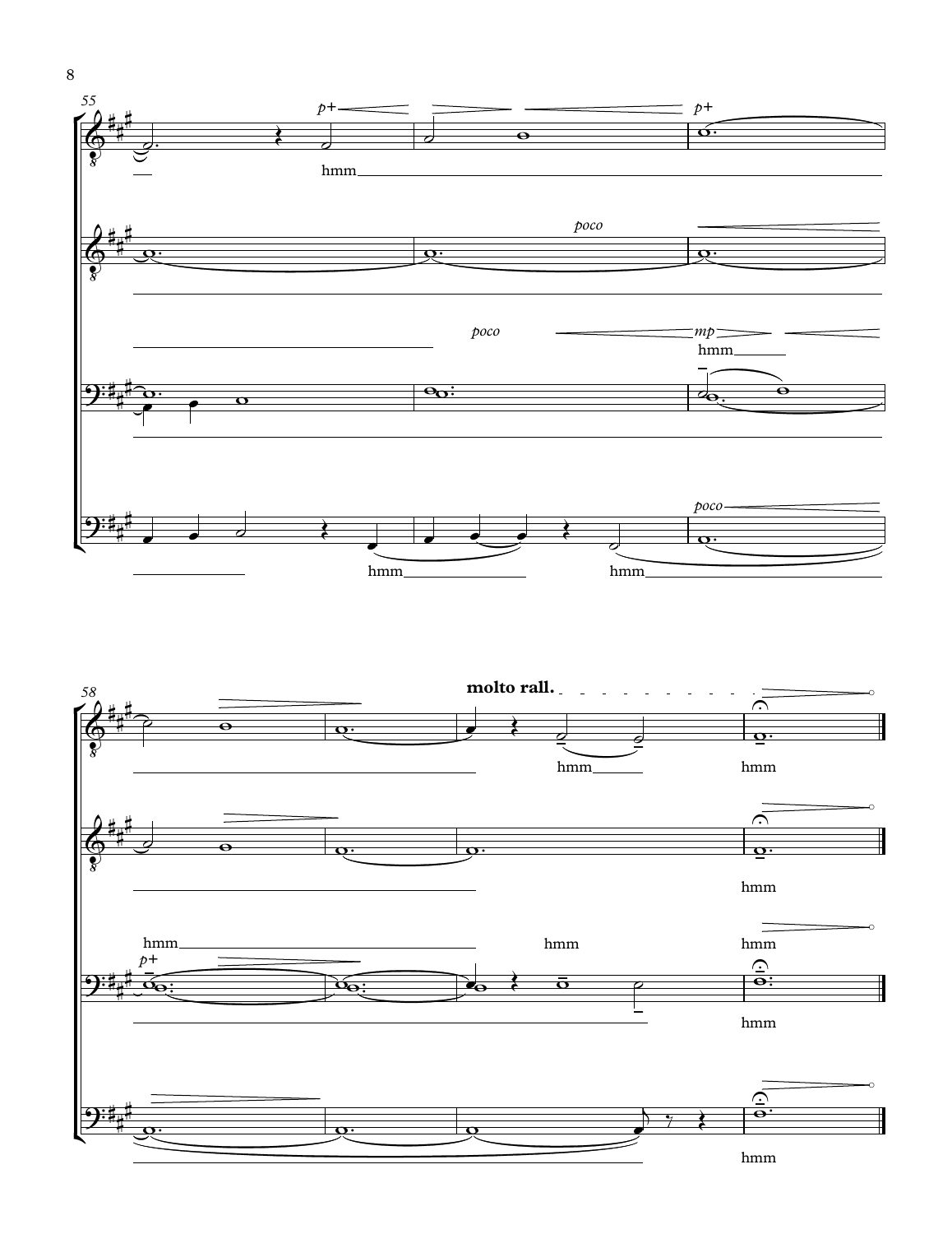55

*p+* *p+*

hmm

*poco*

*poco* *mp*

hmm

hmm hmm

*poco*

58

**molto rall.**

hmm hmm

hmm

hmm hmm hmm

*p+*

hmm

hmm